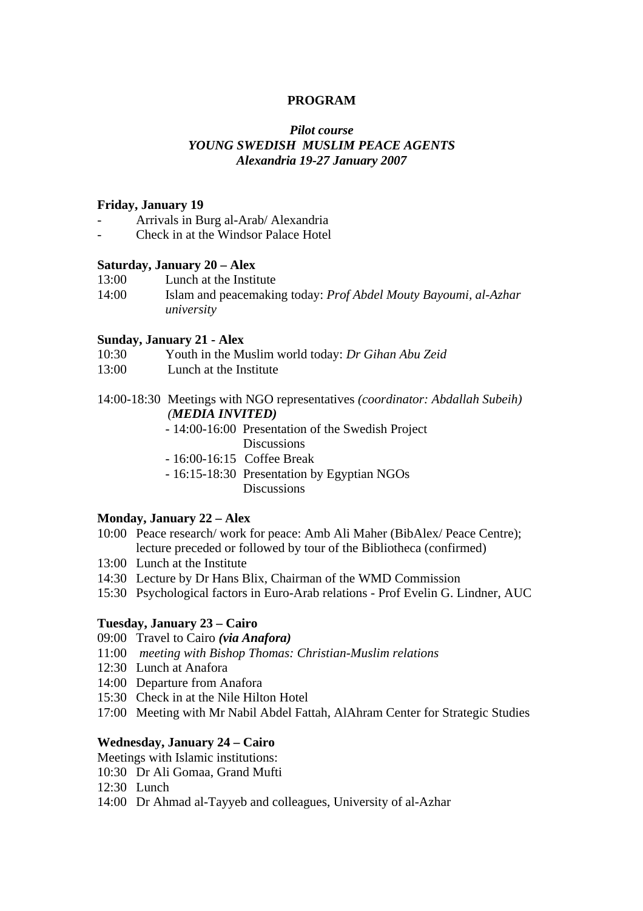**PROGRAM**

***Pilot course***
***YOUNG SWEDISH MUSLIM PEACE AGENTS***
***Alexandria 19-27 January 2007***

**Friday, January 19**

- Arrivals in Burg al-Arab/ Alexandria
- Check in at the Windsor Palace Hotel

**Saturday, January 20 – Alex**

13:00 Lunch at the Institute
14:00 Islam and peacemaking today: *Prof Abdel Mouty Bayoumi, al-Azhar university*

**Sunday, January 21 - Alex**

10:30 Youth in the Muslim world today: *Dr Gihan Abu Zeid*
13:00 Lunch at the Institute

14:00-18:30 Meetings with NGO representatives *(coordinator: Abdallah Subeih)* *(**MEDIA INVITED**)*

- 14:00-16:00 Presentation of the Swedish Project
  Discussions
- 16:00-16:15 Coffee Break
- 16:15-18:30 Presentation by Egyptian NGOs
  Discussions

**Monday, January 22 – Alex**

10:00 Peace research/ work for peace: Amb Ali Maher (BibAlex/ Peace Centre); lecture preceded or followed by tour of the Bibliotheca (confirmed)
13:00 Lunch at the Institute
14:30 Lecture by Dr Hans Blix, Chairman of the WMD Commission
15:30 Psychological factors in Euro-Arab relations - Prof Evelin G. Lindner, AUC

**Tuesday, January 23 – Cairo**

09:00 Travel to Cairo ***(via Anafora)***
11:00 *meeting with Bishop Thomas: Christian-Muslim relations*
12:30 Lunch at Anafora
14:00 Departure from Anafora
15:30 Check in at the Nile Hilton Hotel
17:00 Meeting with Mr Nabil Abdel Fattah, AlAhram Center for Strategic Studies

**Wednesday, January 24 – Cairo**

Meetings with Islamic institutions:
10:30 Dr Ali Gomaa, Grand Mufti
12:30 Lunch
14:00 Dr Ahmad al-Tayyeb and colleagues, University of al-Azhar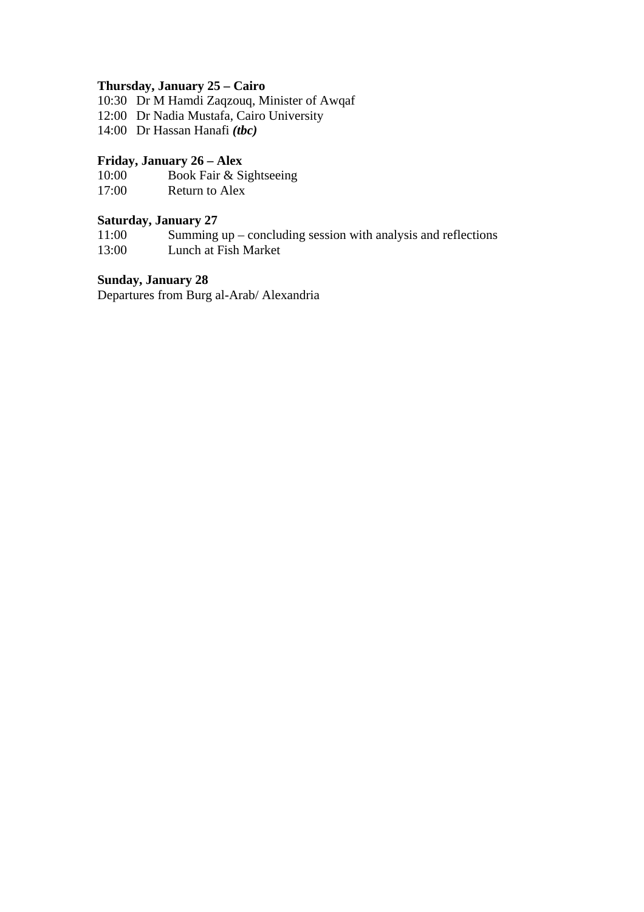**Thursday, January 25 – Cairo**

10:30 Dr M Hamdi Zaqzouq, Minister of Awqaf
12:00 Dr Nadia Mustafa, Cairo University
14:00 Dr Hassan Hanafi ***(tbc)***

**Friday, January 26 – Alex**

10:00 Book Fair & Sightseeing
17:00 Return to Alex

**Saturday, January 27**

11:00 Summing up – concluding session with analysis and reflections
13:00 Lunch at Fish Market

**Sunday, January 28**

Departures from Burg al-Arab/ Alexandria